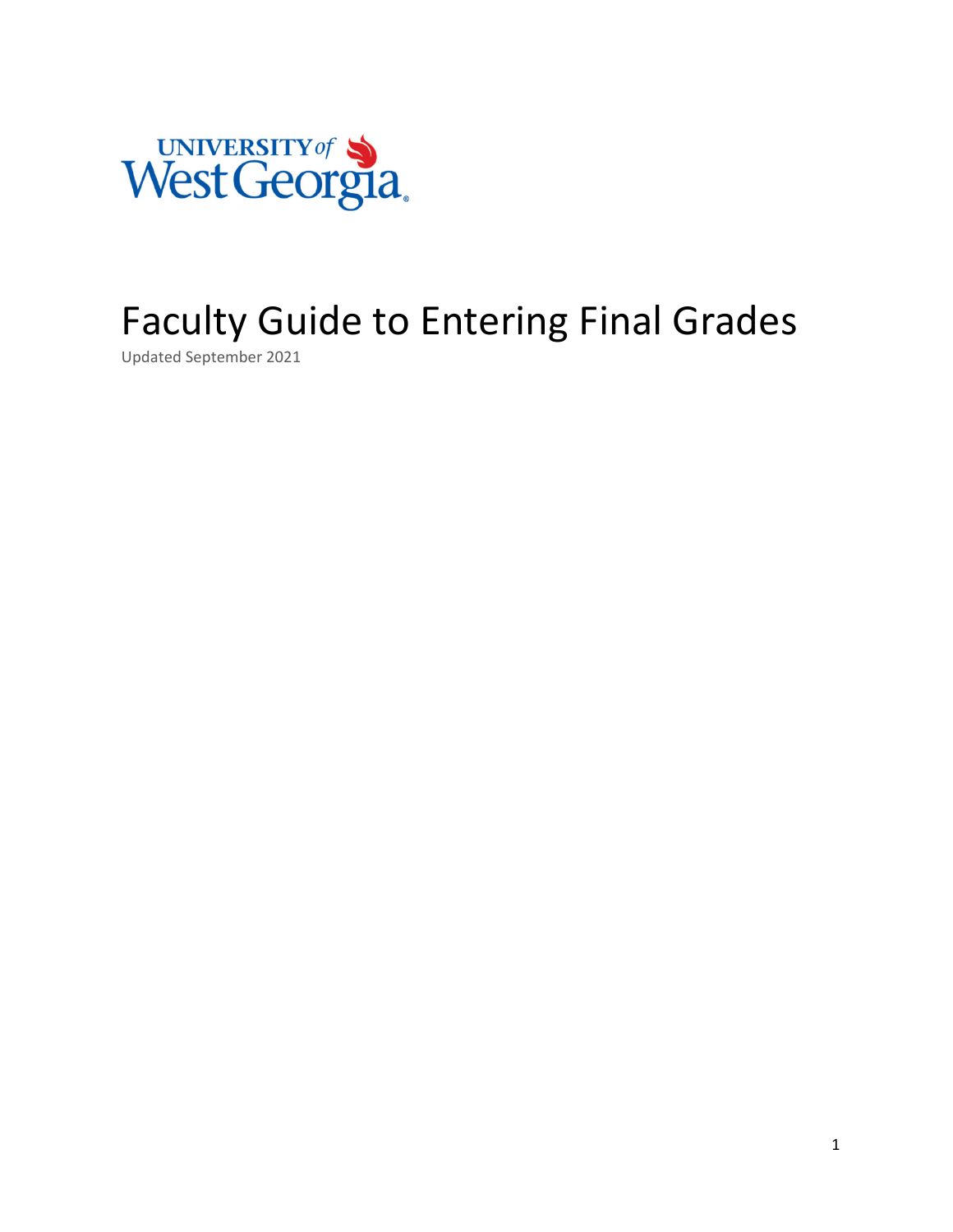# Faculty Guide to Entering Final Grades

Updated September 2021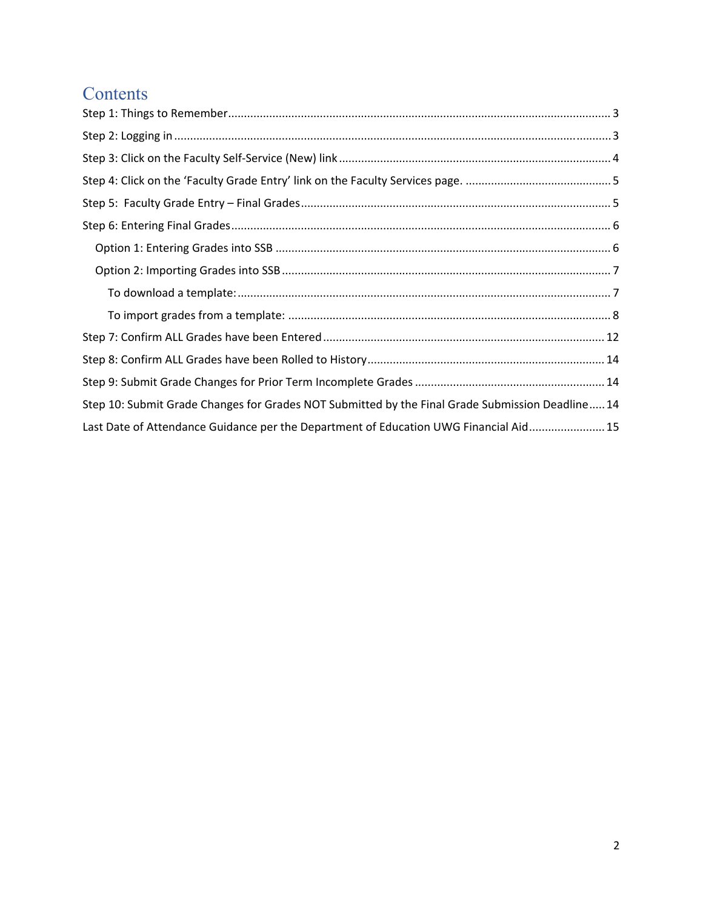# Contents

- Step 1: Things to Remember ..... 3
- Step 2: Logging in ..... 3
- Step 3: Click on the Faculty Self-Service (New) link ..... 4
- Step 4: Click on the 'Faculty Grade Entry' link on the Faculty Services page. ..... 5
- Step 5: Faculty Grade Entry – Final Grades ..... 5
- Step 6: Entering Final Grades ..... 6
  - Option 1: Entering Grades into SSB ..... 6
  - Option 2: Importing Grades into SSB ..... 7
    - To download a template: ..... 7
    - To import grades from a template: ..... 8
- Step 7: Confirm ALL Grades have been Entered ..... 12
- Step 8: Confirm ALL Grades have been Rolled to History ..... 14
- Step 9: Submit Grade Changes for Prior Term Incomplete Grades ..... 14
- Step 10: Submit Grade Changes for Grades NOT Submitted by the Final Grade Submission Deadline ..... 14
- Last Date of Attendance Guidance per the Department of Education UWG Financial Aid ..... 15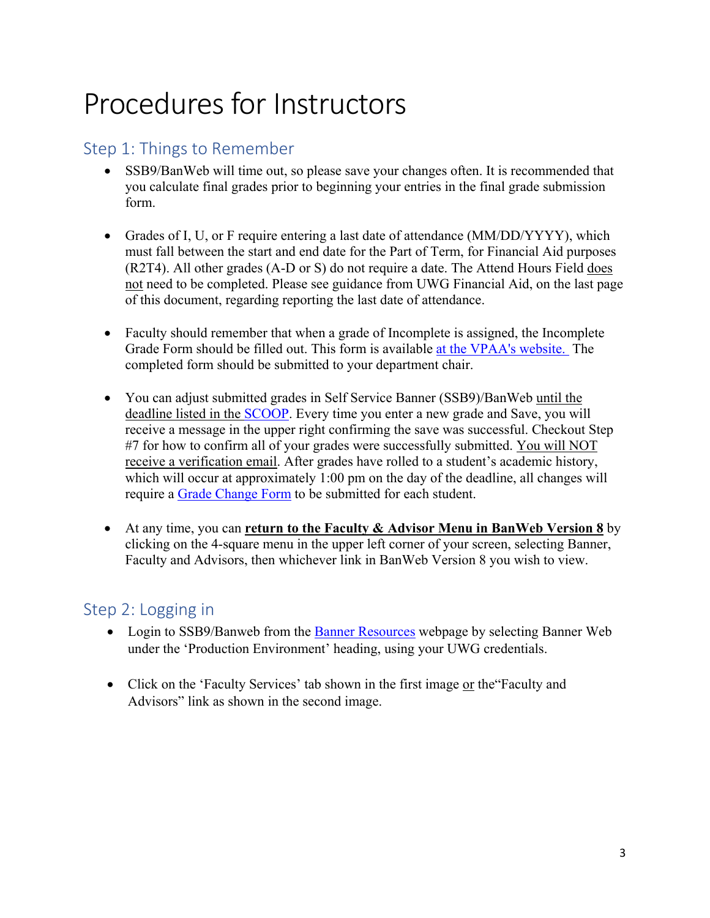# Procedures for Instructors

## Step 1: Things to Remember

- SSB9/BanWeb will time out, so please save your changes often. It is recommended that you calculate final grades prior to beginning your entries in the final grade submission form.

- Grades of I, U, or F require entering a last date of attendance (MM/DD/YYYY), which must fall between the start and end date for the Part of Term, for Financial Aid purposes (R2T4). All other grades (A-D or S) do not require a date. The Attend Hours Field does not need to be completed. Please see guidance from UWG Financial Aid, on the last page of this document, regarding reporting the last date of attendance.

- Faculty should remember that when a grade of Incomplete is assigned, the Incomplete Grade Form should be filled out. This form is available at the VPAA's website. The completed form should be submitted to your department chair.

- You can adjust submitted grades in Self Service Banner (SSB9)/BanWeb until the deadline listed in the SCOOP. Every time you enter a new grade and Save, you will receive a message in the upper right confirming the save was successful. Checkout Step #7 for how to confirm all of your grades were successfully submitted. You will NOT receive a verification email. After grades have rolled to a student's academic history, which will occur at approximately 1:00 pm on the day of the deadline, all changes will require a Grade Change Form to be submitted for each student.

- At any time, you can **return to the Faculty & Advisor Menu in BanWeb Version 8** by clicking on the 4-square menu in the upper left corner of your screen, selecting Banner, Faculty and Advisors, then whichever link in BanWeb Version 8 you wish to view.

## Step 2: Logging in

- Login to SSB9/Banweb from the Banner Resources webpage by selecting Banner Web under the 'Production Environment' heading, using your UWG credentials.

- Click on the 'Faculty Services' tab shown in the first image or the"Faculty and Advisors" link as shown in the second image.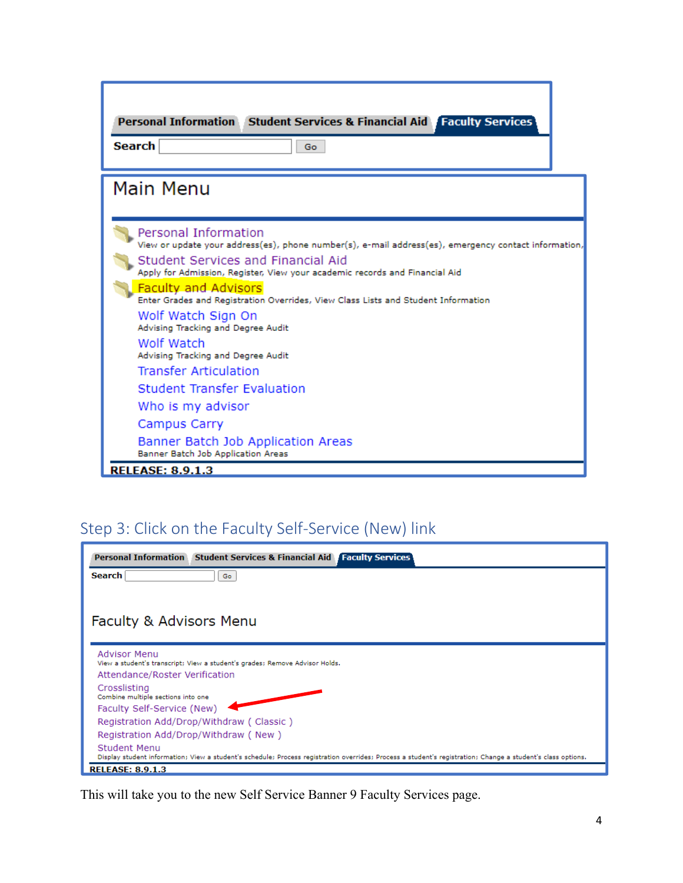Personal Information | Student Services & Financial Aid | Faculty Services

Search [ ] Go

## Main Menu

**Personal Information**
View or update your address(es), phone number(s), e-mail address(es), emergency contact information,

**Student Services and Financial Aid**
Apply for Admission, Register, View your academic records and Financial Aid

**Faculty and Advisors**
Enter Grades and Registration Overrides, View Class Lists and Student Information

**Wolf Watch Sign On**
Advising Tracking and Degree Audit

**Wolf Watch**
Advising Tracking and Degree Audit

**Transfer Articulation**

**Student Transfer Evaluation**

**Who is my advisor**

**Campus Carry**

**Banner Batch Job Application Areas**
Banner Batch Job Application Areas

RELEASE: 8.9.1.3

## Step 3: Click on the Faculty Self-Service (New) link

Personal Information | Student Services & Financial Aid | Faculty Services

Search [ ] Go

### Faculty & Advisors Menu

Advisor Menu
View a student's transcript; View a student's grades; Remove Advisor Holds.

Attendance/Roster Verification

Crosslisting
Combine multiple sections into one

Faculty Self-Service (New)

Registration Add/Drop/Withdraw ( Classic )

Registration Add/Drop/Withdraw ( New )

Student Menu
Display student information; View a student's schedule; Process registration overrides; Process a student's registration; Change a student's class options.

RELEASE: 8.9.1.3

This will take you to the new Self Service Banner 9 Faculty Services page.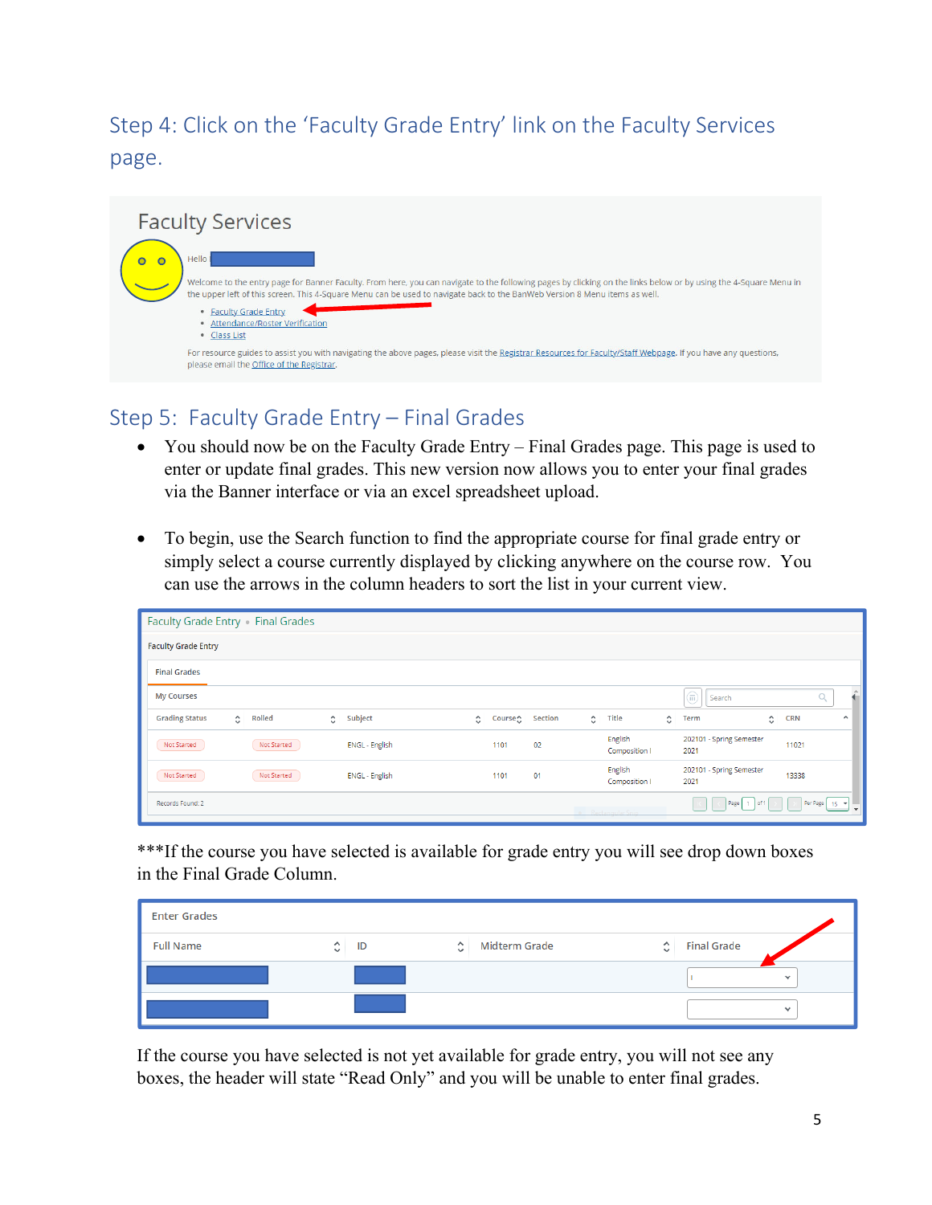## Step 4: Click on the 'Faculty Grade Entry' link on the Faculty Services page.

Faculty Services

Hello

Welcome to the entry page for Banner Faculty. From here, you can navigate to the following pages by clicking on the links below or by using the 4-Square Menu in the upper left of this screen. This 4-Square Menu can be used to navigate back to the BanWeb Version 8 Menu items as well.

- Faculty Grade Entry
- Attendance/Roster Verification
- Class List

For resource guides to assist you with navigating the above pages, please visit the Registrar Resources for Faculty/Staff Webpage. If you have any questions, please email the Office of the Registrar.

## Step 5: Faculty Grade Entry – Final Grades

- You should now be on the Faculty Grade Entry – Final Grades page. This page is used to enter or update final grades. This new version now allows you to enter your final grades via the Banner interface or via an excel spreadsheet upload.
- To begin, use the Search function to find the appropriate course for final grade entry or simply select a course currently displayed by clicking anywhere on the course row. You can use the arrows in the column headers to sort the list in your current view.

Faculty Grade Entry • Final Grades

Faculty Grade Entry

Final Grades

My Courses

| Grading Status | Rolled | Subject | Course | Section | Title | Term | CRN |
| --- | --- | --- | --- | --- | --- | --- | --- |
| Not Started | Not Started | ENGL - English | 1101 | 02 | English Composition I | 202101 - Spring Semester 2021 | 11021 |
| Not Started | Not Started | ENGL - English | 1101 | 01 | English Composition I | 202101 - Spring Semester 2021 | 13338 |

Records Found: 2

***If the course you have selected is available for grade entry you will see drop down boxes in the Final Grade Column.

Enter Grades

| Full Name | ID | Midterm Grade | Final Grade |
| --- | --- | --- | --- |
| | | | |
| | | | |

If the course you have selected is not yet available for grade entry, you will not see any boxes, the header will state "Read Only" and you will be unable to enter final grades.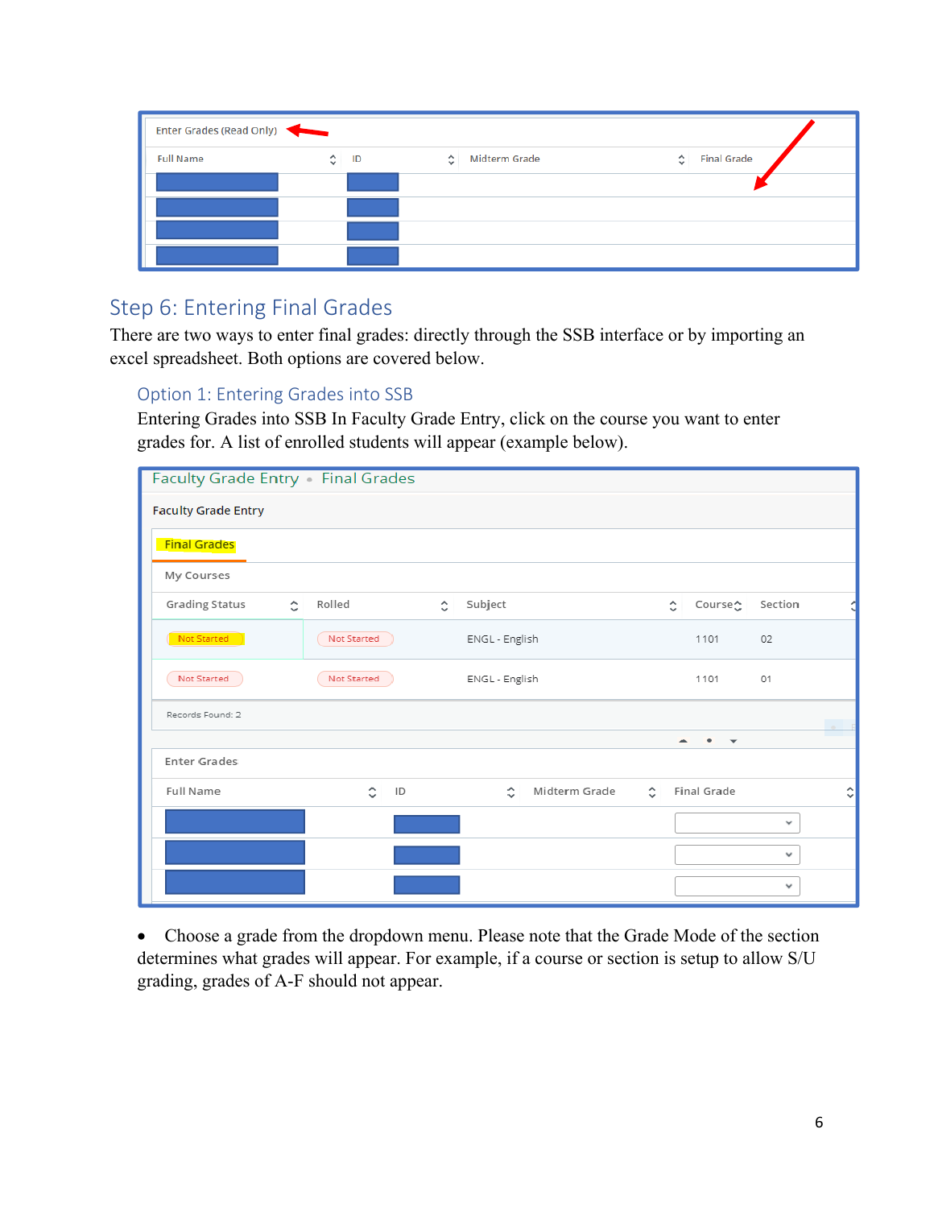Enter Grades (Read Only)

| Full Name | ID | Midterm Grade | Final Grade |
|---|---|---|---|
| | | | |
| | | | |
| | | | |
| | | | |

## Step 6: Entering Final Grades

There are two ways to enter final grades: directly through the SSB interface or by importing an excel spreadsheet. Both options are covered below.

### Option 1: Entering Grades into SSB

Entering Grades into SSB In Faculty Grade Entry, click on the course you want to enter grades for. A list of enrolled students will appear (example below).

Faculty Grade Entry • Final Grades

Faculty Grade Entry

Final Grades

My Courses

| Grading Status | Rolled | Subject | Course | Section |
|---|---|---|---|---|
| Not Started | Not Started | ENGL - English | 1101 | 02 |
| Not Started | Not Started | ENGL - English | 1101 | 01 |

Records Found: 2

Enter Grades

| Full Name | ID | Midterm Grade | Final Grade |
|---|---|---|---|
| | | | |
| | | | |
| | | | |

- Choose a grade from the dropdown menu. Please note that the Grade Mode of the section determines what grades will appear. For example, if a course or section is setup to allow S/U grading, grades of A-F should not appear.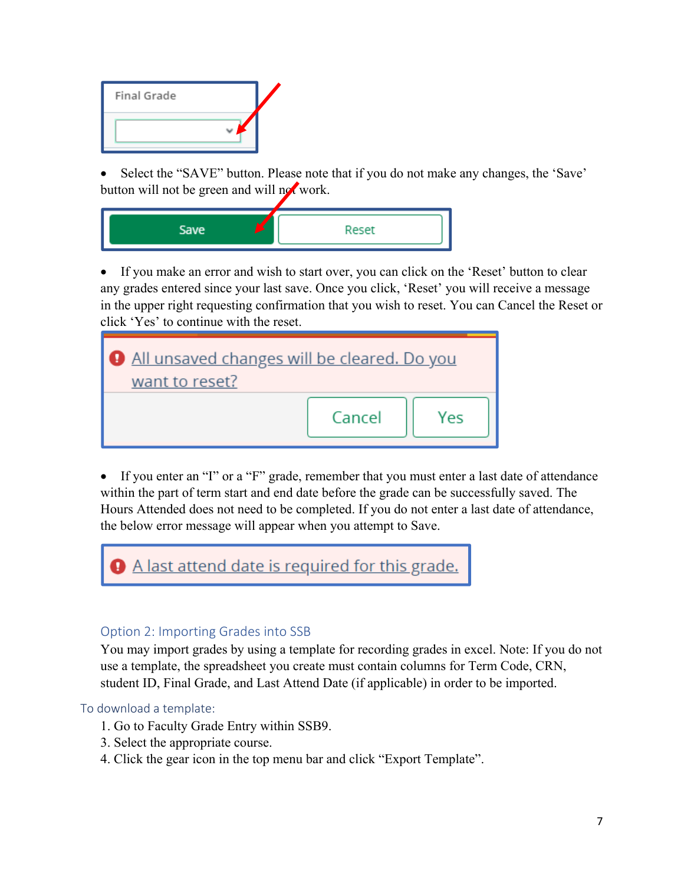Final Grade

- Select the “SAVE” button. Please note that if you do not make any changes, the ‘Save’ button will not be green and will not work.

Save Reset

- If you make an error and wish to start over, you can click on the ‘Reset’ button to clear any grades entered since your last save. Once you click, ‘Reset’ you will receive a message in the upper right requesting confirmation that you wish to reset. You can Cancel the Reset or click ‘Yes’ to continue with the reset.

All unsaved changes will be cleared. Do you want to reset?

Cancel Yes

- If you enter an “I” or a “F” grade, remember that you must enter a last date of attendance within the part of term start and end date before the grade can be successfully saved. The Hours Attended does not need to be completed. If you do not enter a last date of attendance, the below error message will appear when you attempt to Save.

A last attend date is required for this grade.

## Option 2: Importing Grades into SSB

You may import grades by using a template for recording grades in excel. Note: If you do not use a template, the spreadsheet you create must contain columns for Term Code, CRN, student ID, Final Grade, and Last Attend Date (if applicable) in order to be imported.

### To download a template:

1. Go to Faculty Grade Entry within SSB9.
3. Select the appropriate course.
4. Click the gear icon in the top menu bar and click “Export Template”.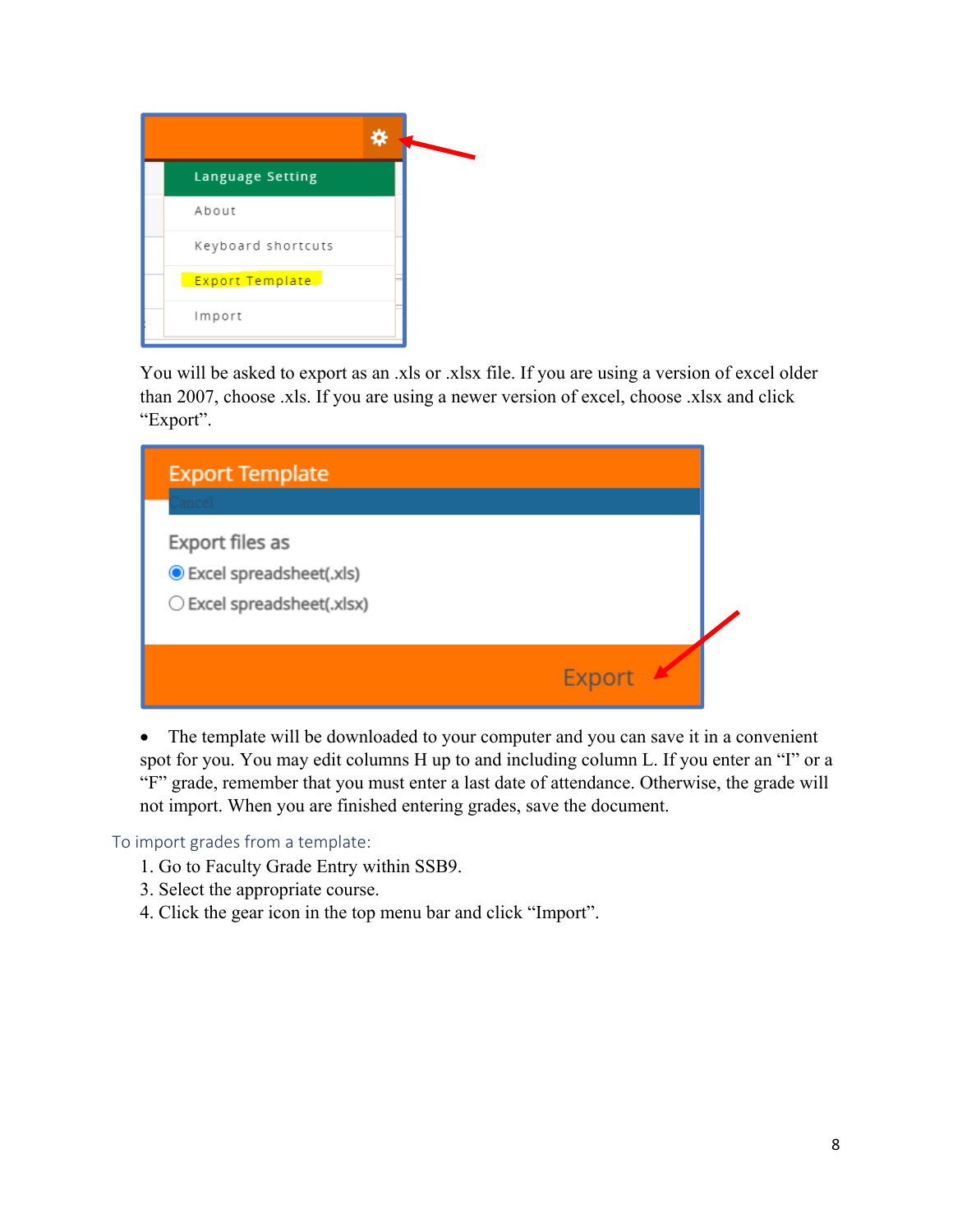You will be asked to export as an .xls or .xlsx file. If you are using a version of excel older than 2007, choose .xls. If you are using a newer version of excel, choose .xlsx and click "Export".

- The template will be downloaded to your computer and you can save it in a convenient spot for you. You may edit columns H up to and including column L. If you enter an "I" or a "F" grade, remember that you must enter a last date of attendance. Otherwise, the grade will not import. When you are finished entering grades, save the document.

### To import grades from a template:

1. Go to Faculty Grade Entry within SSB9.
3. Select the appropriate course.
4. Click the gear icon in the top menu bar and click "Import".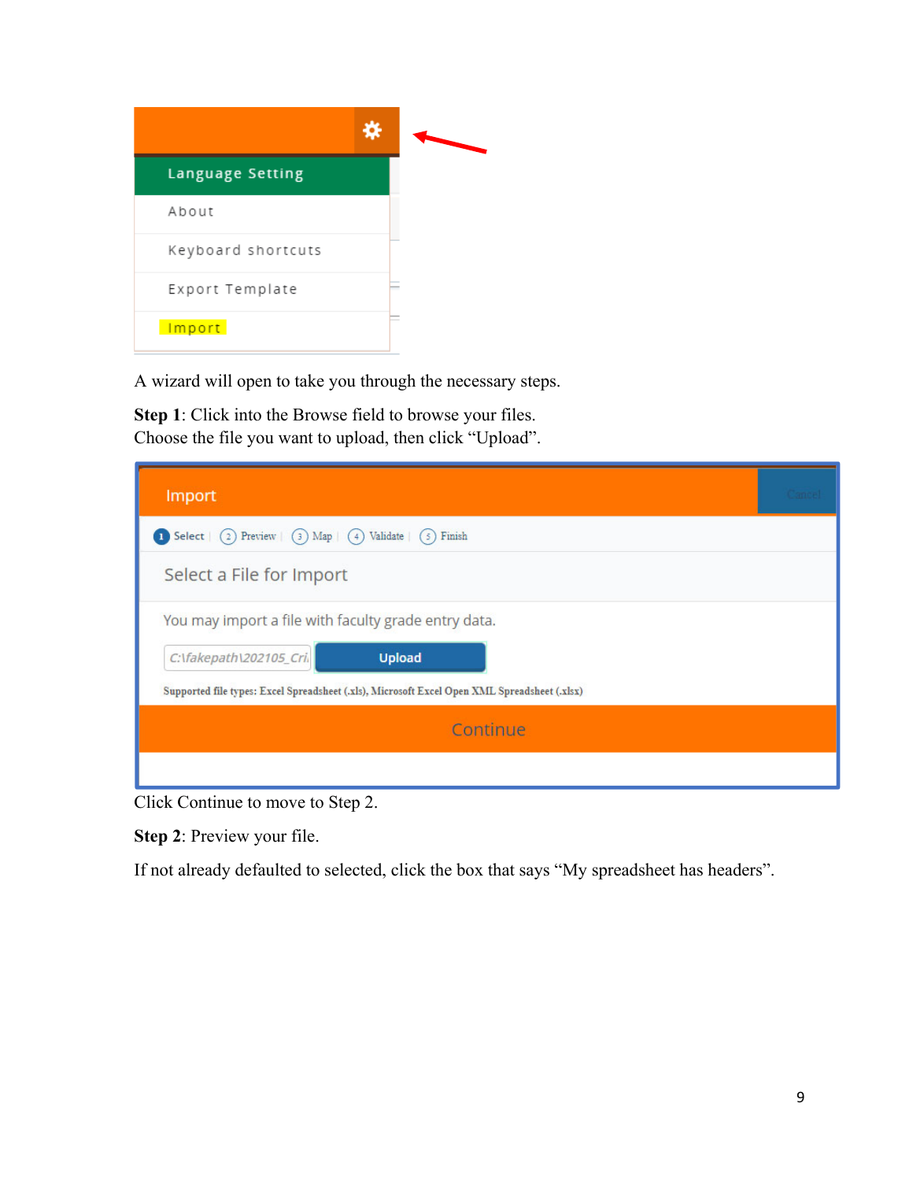A wizard will open to take you through the necessary steps.

**Step 1**: Click into the Browse field to browse your files.
Choose the file you want to upload, then click "Upload".

Click Continue to move to Step 2.

**Step 2**: Preview your file.

If not already defaulted to selected, click the box that says "My spreadsheet has headers".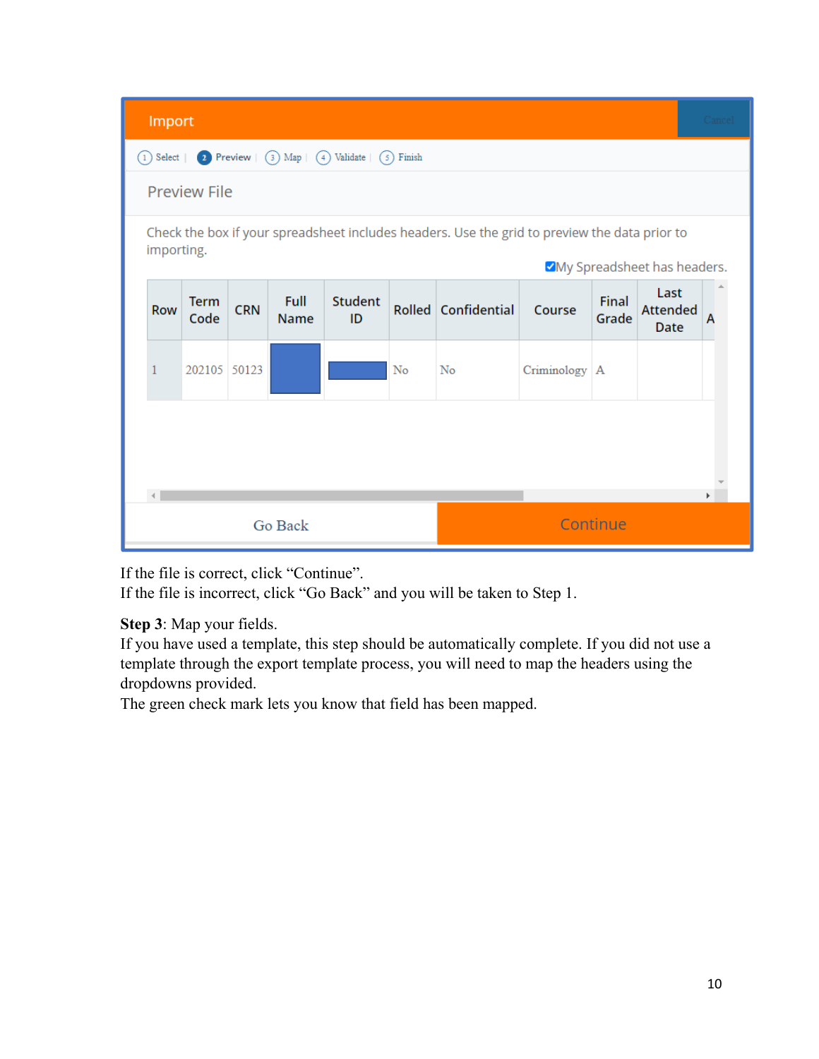Import

Cancel

1 Select | 2 Preview | 3 Map | 4 Validate | 5 Finish

Preview File

Check the box if your spreadsheet includes headers. Use the grid to preview the data prior to importing.

☑My Spreadsheet has headers.

| Row | Term Code | CRN | Full Name | Student ID | Rolled | Confidential | Course | Final Grade | Last Attended Date | A |
|---|---|---|---|---|---|---|---|---|---|---|
| 1 | 202105 | 50123 | | | No | No | Criminology | A | | |

Go Back | Continue

If the file is correct, click "Continue".
If the file is incorrect, click "Go Back" and you will be taken to Step 1.

**Step 3**: Map your fields.
If you have used a template, this step should be automatically complete. If you did not use a template through the export template process, you will need to map the headers using the dropdowns provided.
The green check mark lets you know that field has been mapped.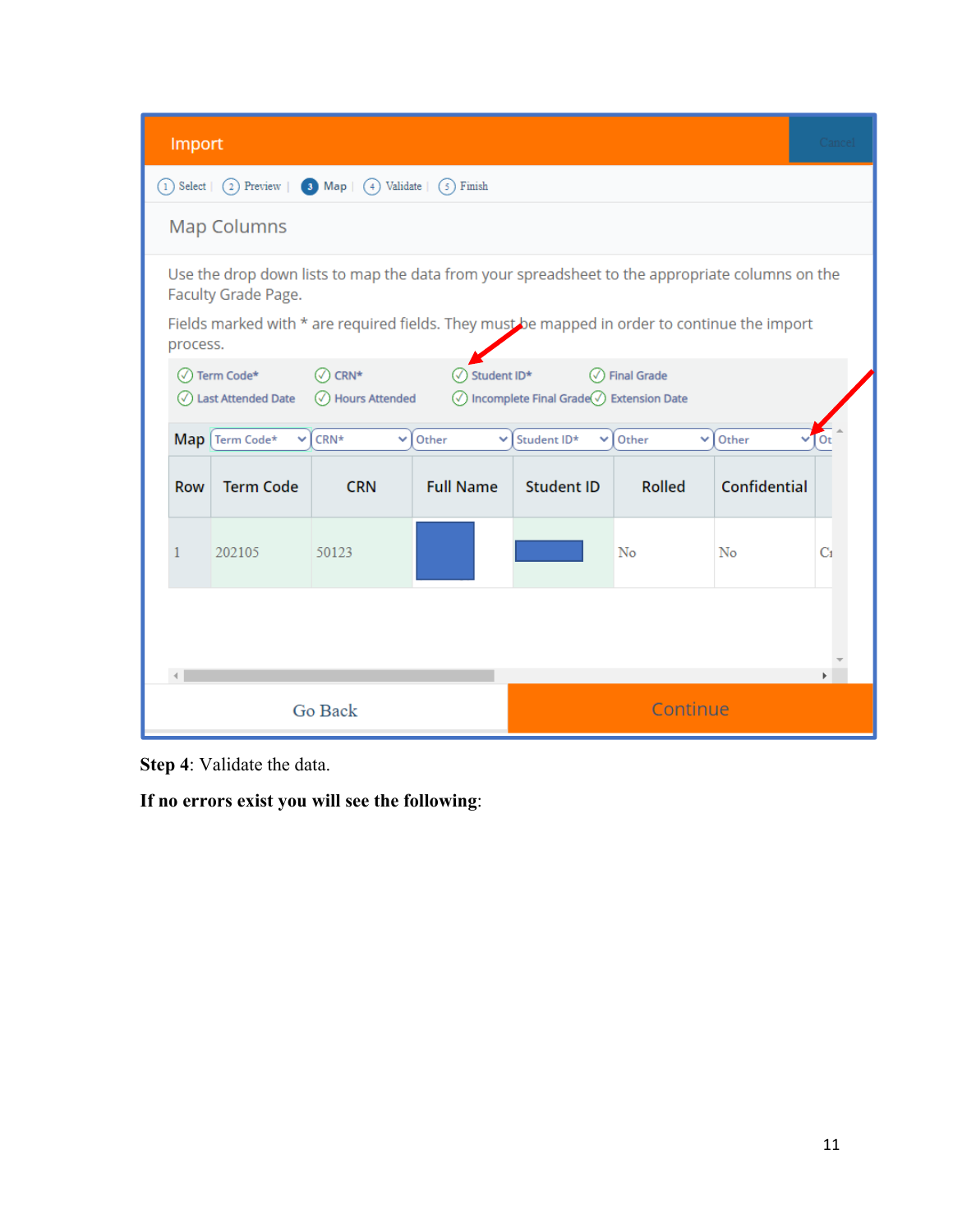Import

Cancel

1 Select | 2 Preview | 3 Map | 4 Validate | 5 Finish

Map Columns

Use the drop down lists to map the data from your spreadsheet to the appropriate columns on the Faculty Grade Page.

Fields marked with * are required fields. They must be mapped in order to continue the import process.

✓ Term Code* ✓ CRN* ✓ Student ID* ✓ Final Grade
✓ Last Attended Date ✓ Hours Attended ✓ Incomplete Final Grade ✓ Extension Date

| Map | Term Code* | CRN* | Other | Student ID* | Other | Other | Ot |
|---|---|---|---|---|---|---|---|
| Row | Term Code | CRN | Full Name | Student ID | Rolled | Confidential | |
| 1 | 202105 | 50123 | | | No | No | Cı |

Go Back | Continue

**Step 4**: Validate the data.

**If no errors exist you will see the following**: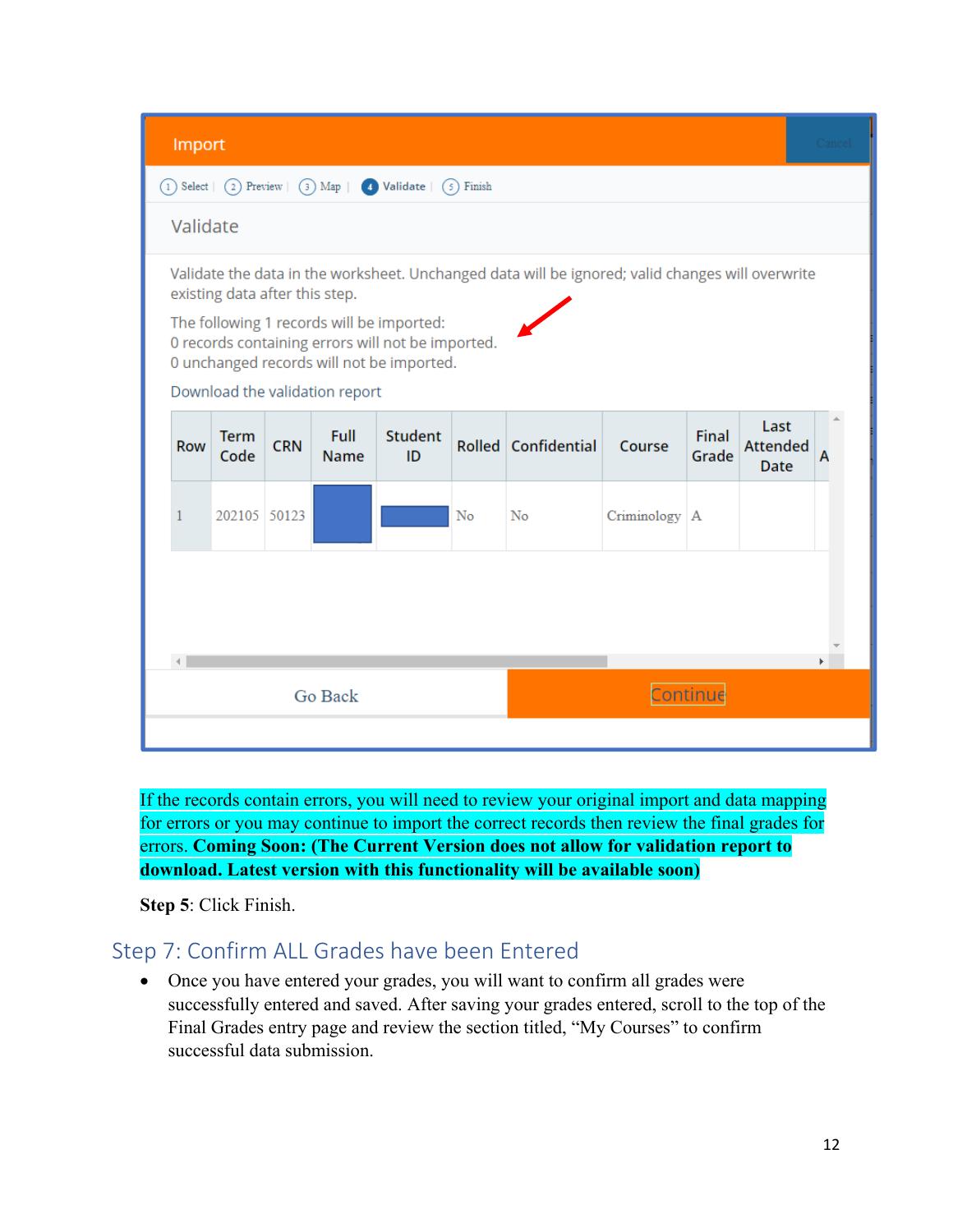Import

Cancel

1 Select | 2 Preview | 3 Map | 4 Validate | 5 Finish

Validate

Validate the data in the worksheet. Unchanged data will be ignored; valid changes will overwrite existing data after this step.

The following 1 records will be imported:
0 records containing errors will not be imported.
0 unchanged records will not be imported.

Download the validation report

| Row | Term Code | CRN | Full Name | Student ID | Rolled | Confidential | Course | Final Grade | Last Attended Date | A |
|---|---|---|---|---|---|---|---|---|---|---|
| 1 | 202105 | 50123 | | | No | No | Criminology | A | | |

Go Back | Continue

If the records contain errors, you will need to review your original import and data mapping for errors or you may continue to import the correct records then review the final grades for errors. **Coming Soon: (The Current Version does not allow for validation report to download. Latest version with this functionality will be available soon)**

**Step 5**: Click Finish.

## Step 7: Confirm ALL Grades have been Entered

- Once you have entered your grades, you will want to confirm all grades were successfully entered and saved. After saving your grades entered, scroll to the top of the Final Grades entry page and review the section titled, "My Courses" to confirm successful data submission.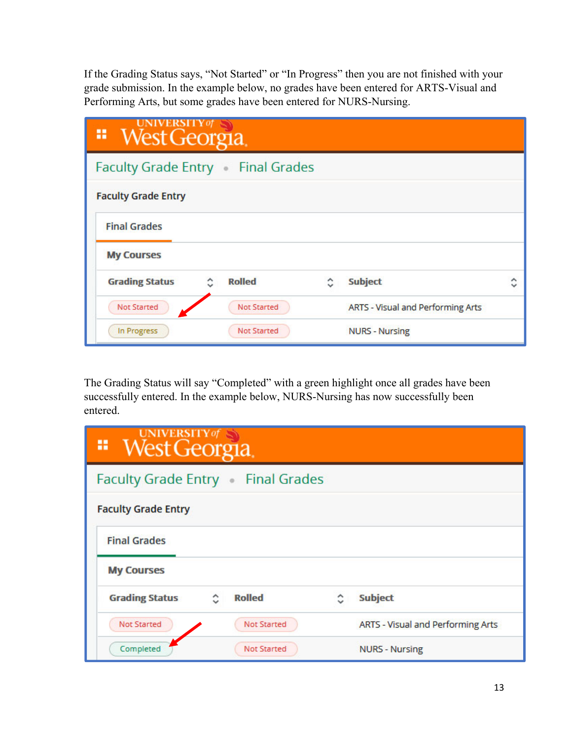If the Grading Status says, “Not Started” or “In Progress” then you are not finished with your grade submission. In the example below, no grades have been entered for ARTS-Visual and Performing Arts, but some grades have been entered for NURS-Nursing.

UNIVERSITY of West Georgia

Faculty Grade Entry • Final Grades

**Faculty Grade Entry**

**Final Grades**

**My Courses**

| Grading Status | Rolled | Subject |
| --- | --- | --- |
| Not Started | Not Started | ARTS - Visual and Performing Arts |
| In Progress | Not Started | NURS - Nursing |

The Grading Status will say “Completed” with a green highlight once all grades have been successfully entered. In the example below, NURS-Nursing has now successfully been entered.

UNIVERSITY of West Georgia

Faculty Grade Entry • Final Grades

**Faculty Grade Entry**

**Final Grades**

**My Courses**

| Grading Status | Rolled | Subject |
| --- | --- | --- |
| Not Started | Not Started | ARTS - Visual and Performing Arts |
| Completed | Not Started | NURS - Nursing |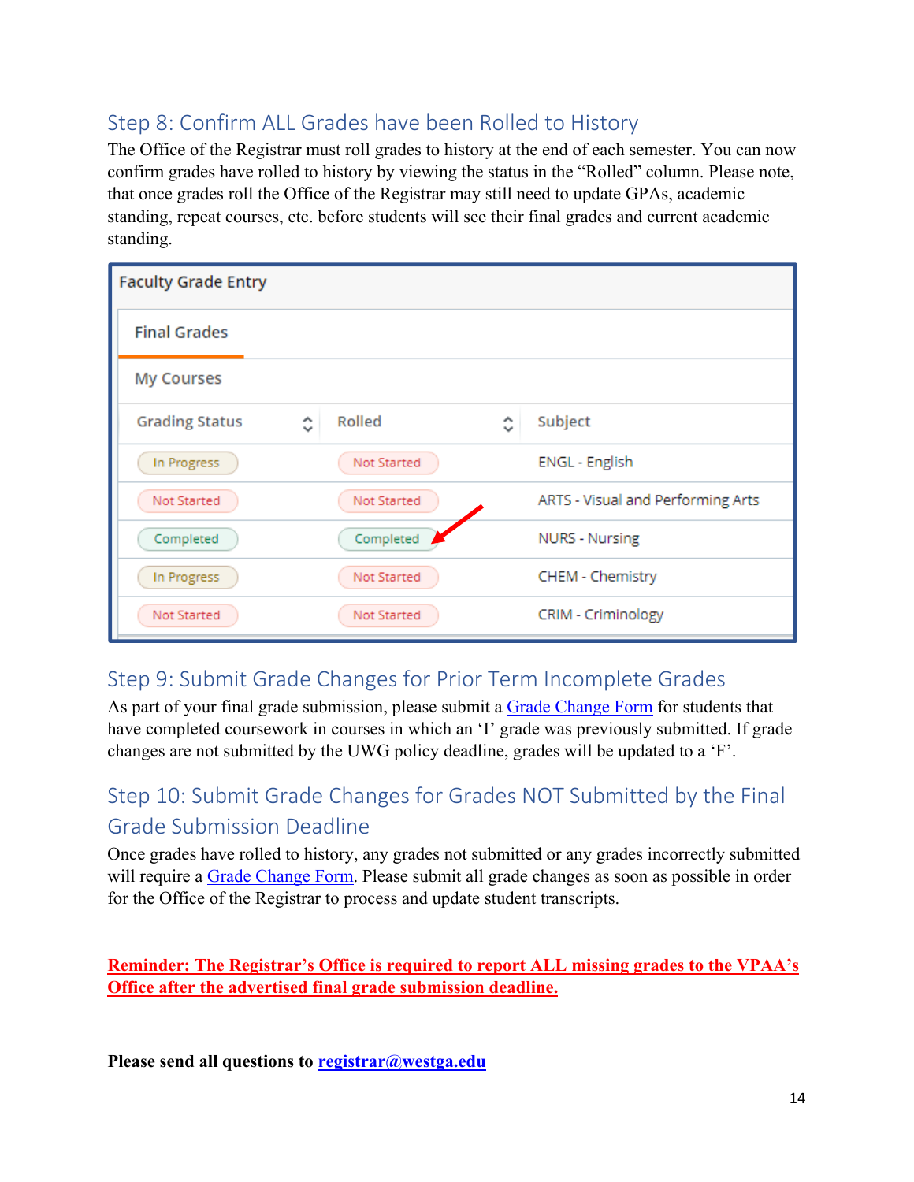## Step 8: Confirm ALL Grades have been Rolled to History

The Office of the Registrar must roll grades to history at the end of each semester. You can now confirm grades have rolled to history by viewing the status in the "Rolled" column. Please note, that once grades roll the Office of the Registrar may still need to update GPAs, academic standing, repeat courses, etc. before students will see their final grades and current academic standing.

**Faculty Grade Entry**

**Final Grades**

My Courses

| Grading Status | Rolled | Subject |
|---|---|---|
| In Progress | Not Started | ENGL - English |
| Not Started | Not Started | ARTS - Visual and Performing Arts |
| Completed | Completed | NURS - Nursing |
| In Progress | Not Started | CHEM - Chemistry |
| Not Started | Not Started | CRIM - Criminology |

## Step 9: Submit Grade Changes for Prior Term Incomplete Grades

As part of your final grade submission, please submit a Grade Change Form for students that have completed coursework in courses in which an 'I' grade was previously submitted. If grade changes are not submitted by the UWG policy deadline, grades will be updated to a 'F'.

## Step 10: Submit Grade Changes for Grades NOT Submitted by the Final Grade Submission Deadline

Once grades have rolled to history, any grades not submitted or any grades incorrectly submitted will require a Grade Change Form. Please submit all grade changes as soon as possible in order for the Office of the Registrar to process and update student transcripts.

**Reminder: The Registrar's Office is required to report ALL missing grades to the VPAA's Office after the advertised final grade submission deadline.**

**Please send all questions to registrar@westga.edu**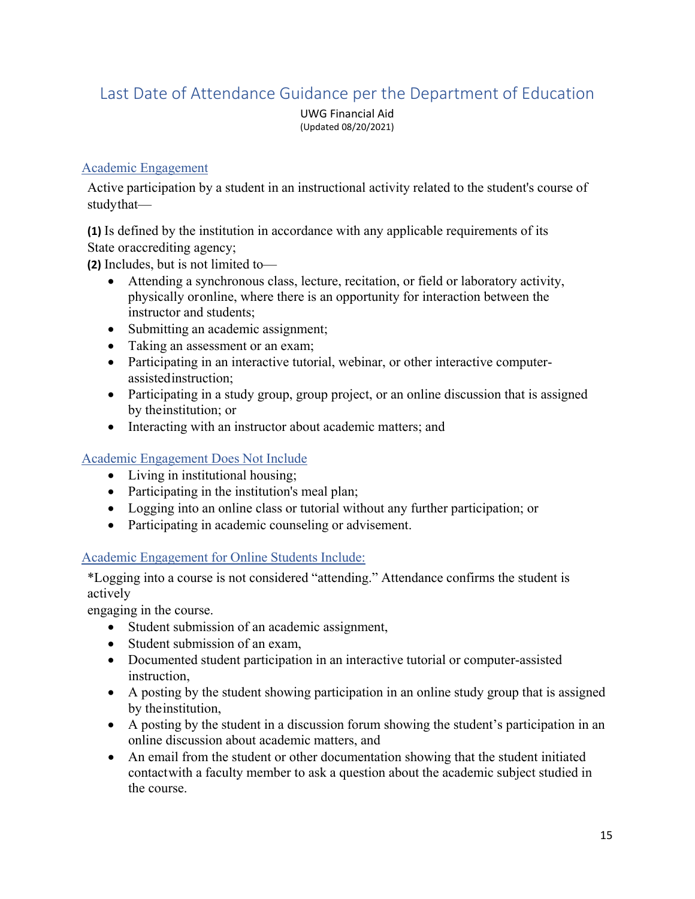# Last Date of Attendance Guidance per the Department of Education

UWG Financial Aid
(Updated 08/20/2021)

## Academic Engagement

Active participation by a student in an instructional activity related to the student's course of studythat—

**(1)** Is defined by the institution in accordance with any applicable requirements of its State oraccrediting agency;
**(2)** Includes, but is not limited to—

- Attending a synchronous class, lecture, recitation, or field or laboratory activity, physically oronline, where there is an opportunity for interaction between the instructor and students;
- Submitting an academic assignment;
- Taking an assessment or an exam;
- Participating in an interactive tutorial, webinar, or other interactive computer-assistedinstruction;
- Participating in a study group, group project, or an online discussion that is assigned by theinstitution; or
- Interacting with an instructor about academic matters; and

## Academic Engagement Does Not Include

- Living in institutional housing;
- Participating in the institution's meal plan;
- Logging into an online class or tutorial without any further participation; or
- Participating in academic counseling or advisement.

## Academic Engagement for Online Students Include:

*Logging into a course is not considered "attending." Attendance confirms the student is actively engaging in the course.

- Student submission of an academic assignment,
- Student submission of an exam,
- Documented student participation in an interactive tutorial or computer-assisted instruction,
- A posting by the student showing participation in an online study group that is assigned by theinstitution,
- A posting by the student in a discussion forum showing the student's participation in an online discussion about academic matters, and
- An email from the student or other documentation showing that the student initiated contactwith a faculty member to ask a question about the academic subject studied in the course.